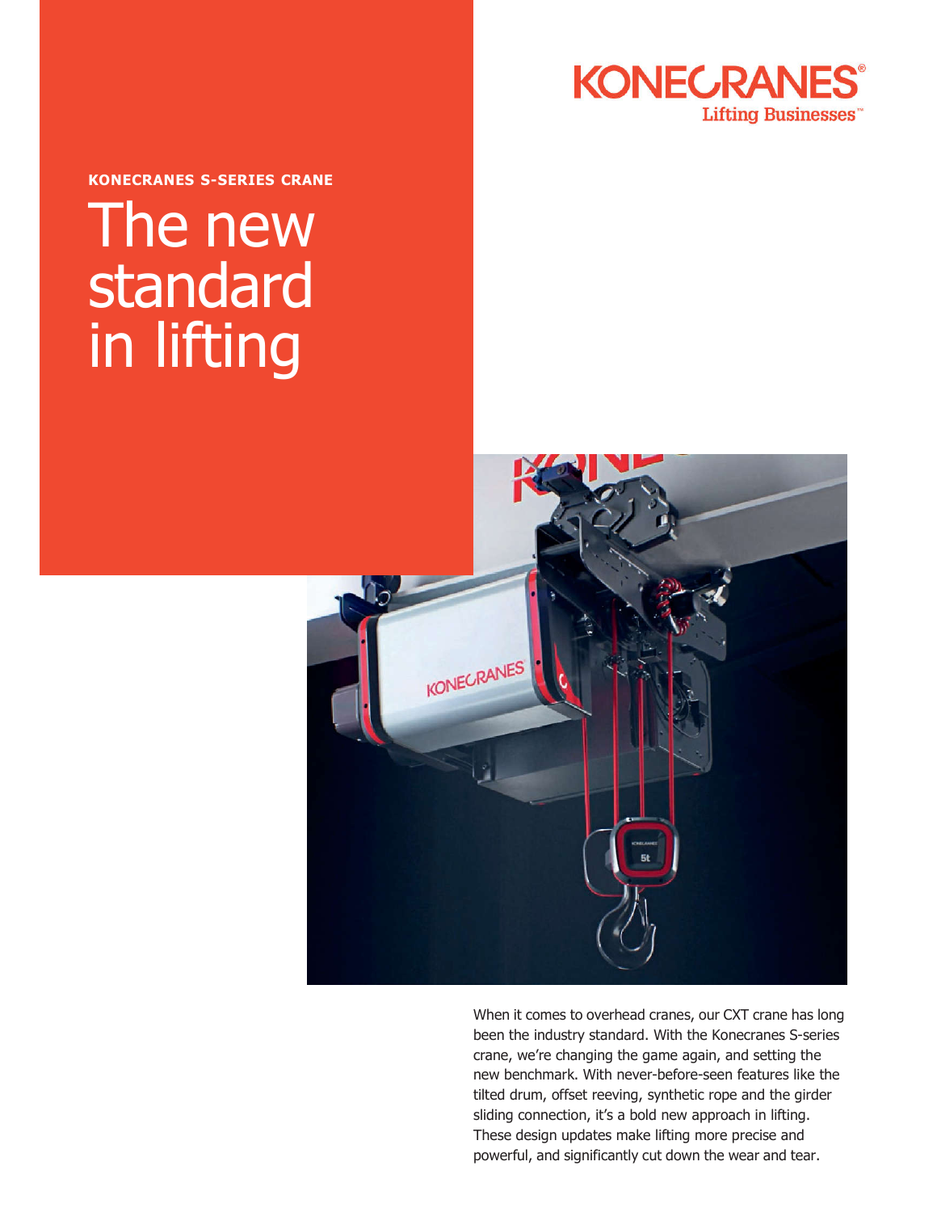**KONECRANES S-SERIES CRANE**

# The new standard in lifting

When it comes to overhead cranes, our CXT crane has long been the industry standard. With the Konecranes S-series crane, we're changing the game again, and setting the new benchmark. With never-before-seen features like the tilted drum, offset reeving, synthetic rope and the girder sliding connection, it's a bold new approach in lifting. These design updates make lifting more precise and powerful, and significantly cut down the wear and tear.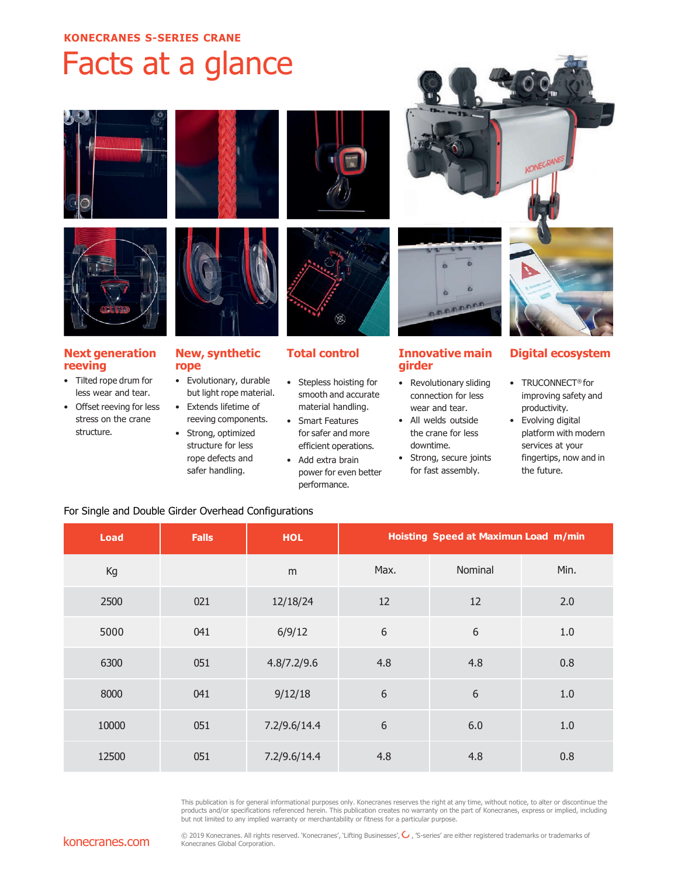KONECRANES S-SERIES CRANE

# Facts at a glance

### Next generation reeving

- Tilted rope drum for less wear and tear.
- Offset reeving for less stress on the crane structure.

### New, synthetic rope

- Evolutionary, durable but light rope material.
- Extends lifetime of reeving components.
- Strong, optimized structure for less rope defects and safer handling.

### Total control

- Stepless hoisting for smooth and accurate material handling.
- Smart Features for safer and more efficient operations.
- Add extra brain power for even better performance.

### Innovative main girder

- Revolutionary sliding connection for less wear and tear.
- All welds outside the crane for less downtime.
- Strong, secure joints for fast assembly.

### Digital ecosystem

- TRUCONNECT® for improving safety and productivity.
- Evolving digital platform with modern services at your fingertips, now and in the future.

For Single and Double Girder Overhead Configurations

| Load | Falls | HOL | Hoisting Speed at Maximun Load m/min | | |
|---|---|---|---|---|---|
| Kg | | m | Max. | Nominal | Min. |
| 2500 | 021 | 12/18/24 | 12 | 12 | 2.0 |
| 5000 | 041 | 6/9/12 | 6 | 6 | 1.0 |
| 6300 | 051 | 4.8/7.2/9.6 | 4.8 | 4.8 | 0.8 |
| 8000 | 041 | 9/12/18 | 6 | 6 | 1.0 |
| 10000 | 051 | 7.2/9.6/14.4 | 6 | 6.0 | 1.0 |
| 12500 | 051 | 7.2/9.6/14.4 | 4.8 | 4.8 | 0.8 |

This publication is for general informational purposes only. Konecranes reserves the right at any time, without notice, to alter or discontinue the products and/or specifications referenced herein. This publication creates no warranty on the part of Konecranes, express or implied, including but not limited to any implied warranty or merchantability or fitness for a particular purpose.

© 2019 Konecranes. All rights reserved. 'Konecranes', 'Lifting Businesses', , 'S-series' are either registered trademarks or trademarks of Konecranes Global Corporation.

konecranes.com